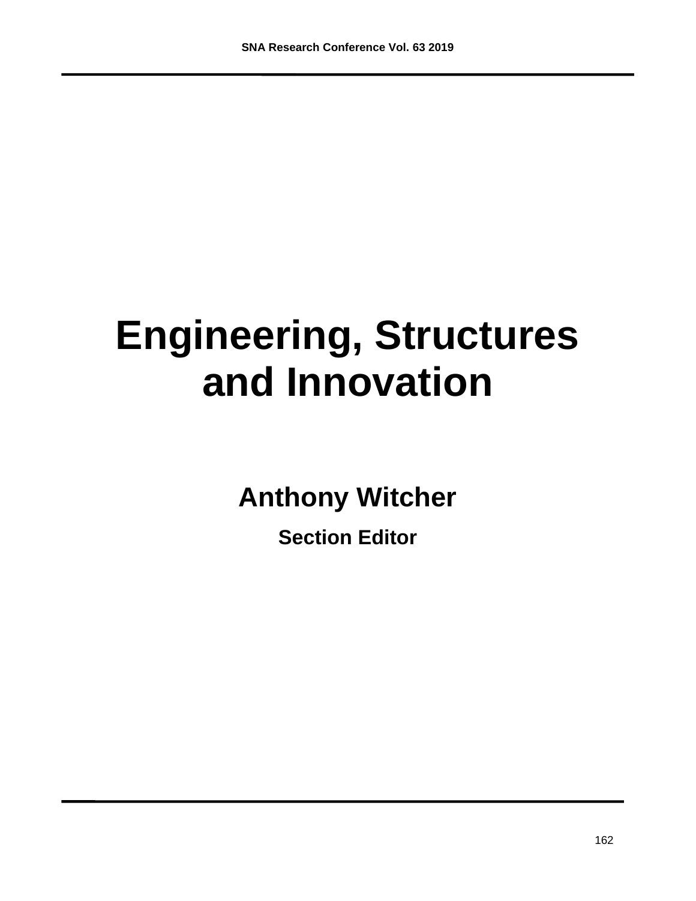# Engineering, Structures and Innovation

**Anthony Witcher**

**Section Editor**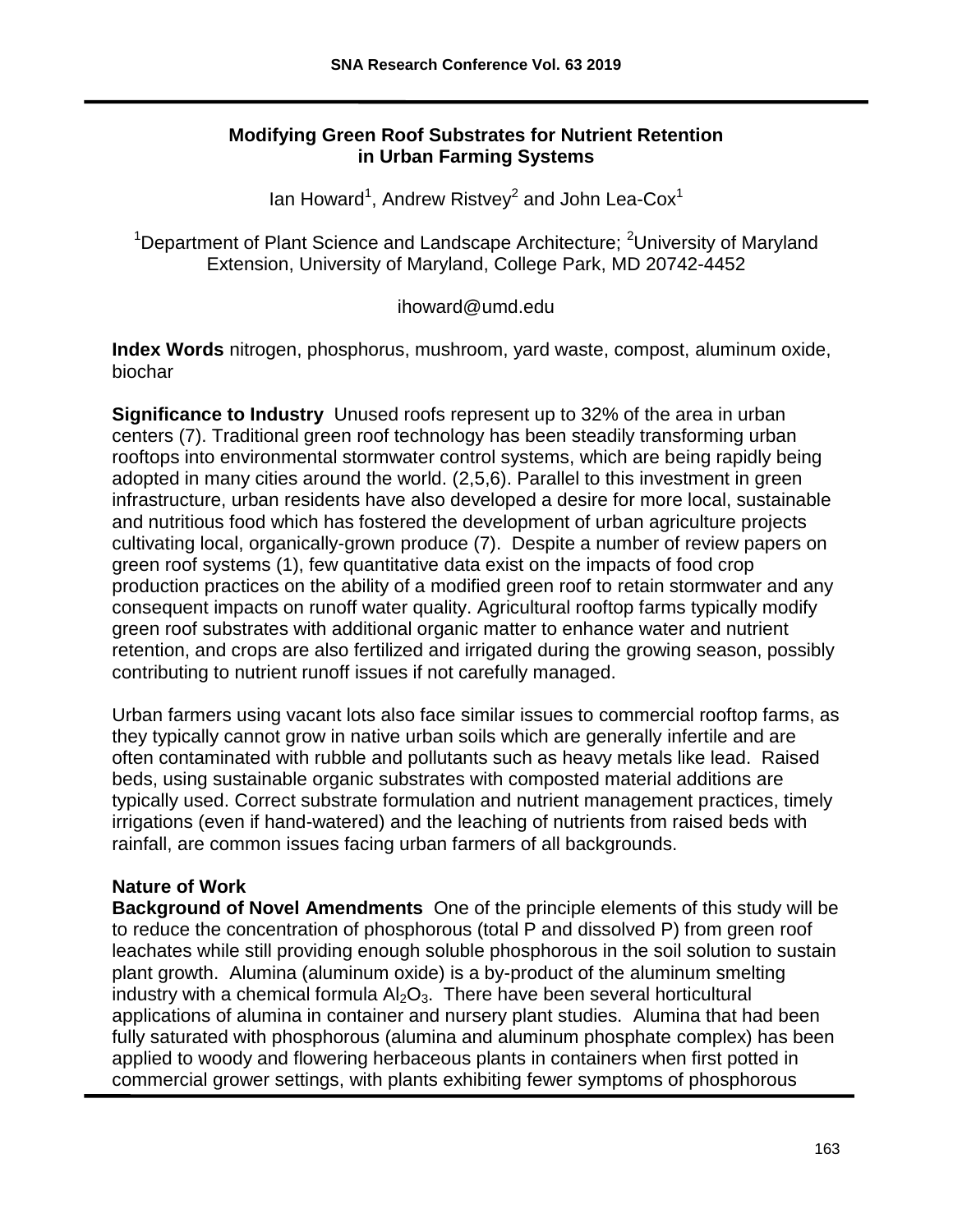# Modifying Green Roof Substrates for Nutrient Retention in Urban Farming Systems

Ian Howard[1], Andrew Ristvey[2] and John Lea-Cox[1]

[1]Department of Plant Science and Landscape Architecture; [2]University of Maryland Extension, University of Maryland, College Park, MD 20742-4452

ihoward@umd.edu

**Index Words** nitrogen, phosphorus, mushroom, yard waste, compost, aluminum oxide, biochar

**Significance to Industry** Unused roofs represent up to 32% of the area in urban centers (7). Traditional green roof technology has been steadily transforming urban rooftops into environmental stormwater control systems, which are being rapidly being adopted in many cities around the world. (2,5,6). Parallel to this investment in green infrastructure, urban residents have also developed a desire for more local, sustainable and nutritious food which has fostered the development of urban agriculture projects cultivating local, organically-grown produce (7). Despite a number of review papers on green roof systems (1), few quantitative data exist on the impacts of food crop production practices on the ability of a modified green roof to retain stormwater and any consequent impacts on runoff water quality. Agricultural rooftop farms typically modify green roof substrates with additional organic matter to enhance water and nutrient retention, and crops are also fertilized and irrigated during the growing season, possibly contributing to nutrient runoff issues if not carefully managed.

Urban farmers using vacant lots also face similar issues to commercial rooftop farms, as they typically cannot grow in native urban soils which are generally infertile and are often contaminated with rubble and pollutants such as heavy metals like lead. Raised beds, using sustainable organic substrates with composted material additions are typically used. Correct substrate formulation and nutrient management practices, timely irrigations (even if hand-watered) and the leaching of nutrients from raised beds with rainfall, are common issues facing urban farmers of all backgrounds.

## Nature of Work

**Background of Novel Amendments** One of the principle elements of this study will be to reduce the concentration of phosphorous (total P and dissolved P) from green roof leachates while still providing enough soluble phosphorous in the soil solution to sustain plant growth. Alumina (aluminum oxide) is a by-product of the aluminum smelting industry with a chemical formula $Al_2O_3$. There have been several horticultural applications of alumina in container and nursery plant studies. Alumina that had been fully saturated with phosphorous (alumina and aluminum phosphate complex) has been applied to woody and flowering herbaceous plants in containers when first potted in commercial grower settings, with plants exhibiting fewer symptoms of phosphorous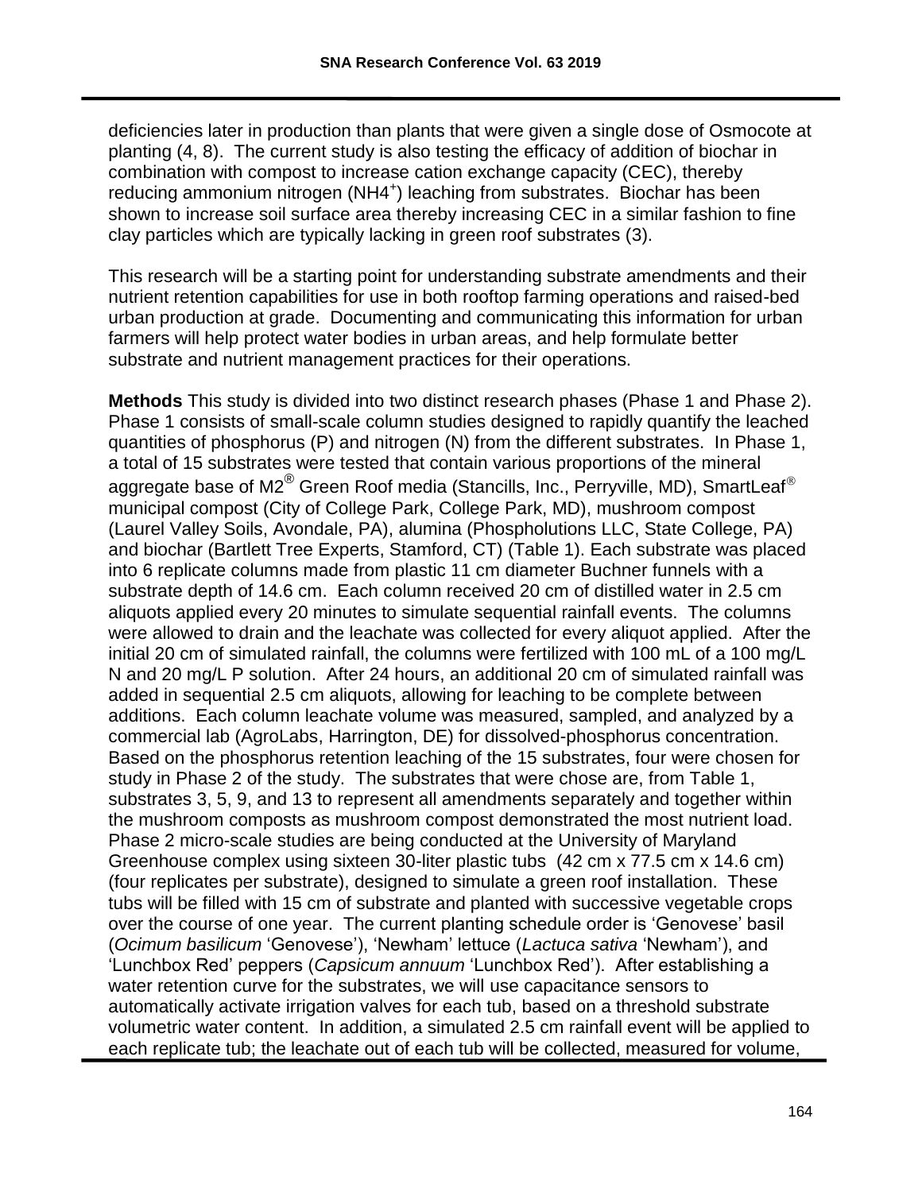deficiencies later in production than plants that were given a single dose of Osmocote at planting (4, 8). The current study is also testing the efficacy of addition of biochar in combination with compost to increase cation exchange capacity (CEC), thereby reducing ammonium nitrogen ($NH4^+$) leaching from substrates. Biochar has been shown to increase soil surface area thereby increasing CEC in a similar fashion to fine clay particles which are typically lacking in green roof substrates (3).

This research will be a starting point for understanding substrate amendments and their nutrient retention capabilities for use in both rooftop farming operations and raised-bed urban production at grade. Documenting and communicating this information for urban farmers will help protect water bodies in urban areas, and help formulate better substrate and nutrient management practices for their operations.

**Methods** This study is divided into two distinct research phases (Phase 1 and Phase 2). Phase 1 consists of small-scale column studies designed to rapidly quantify the leached quantities of phosphorus (P) and nitrogen (N) from the different substrates. In Phase 1, a total of 15 substrates were tested that contain various proportions of the mineral aggregate base of M2® Green Roof media (Stancills, Inc., Perryville, MD), SmartLeaf® municipal compost (City of College Park, College Park, MD), mushroom compost (Laurel Valley Soils, Avondale, PA), alumina (Phospholutions LLC, State College, PA) and biochar (Bartlett Tree Experts, Stamford, CT) (Table 1). Each substrate was placed into 6 replicate columns made from plastic 11 cm diameter Buchner funnels with a substrate depth of 14.6 cm. Each column received 20 cm of distilled water in 2.5 cm aliquots applied every 20 minutes to simulate sequential rainfall events. The columns were allowed to drain and the leachate was collected for every aliquot applied. After the initial 20 cm of simulated rainfall, the columns were fertilized with 100 mL of a 100 mg/L N and 20 mg/L P solution. After 24 hours, an additional 20 cm of simulated rainfall was added in sequential 2.5 cm aliquots, allowing for leaching to be complete between additions. Each column leachate volume was measured, sampled, and analyzed by a commercial lab (AgroLabs, Harrington, DE) for dissolved-phosphorus concentration. Based on the phosphorus retention leaching of the 15 substrates, four were chosen for study in Phase 2 of the study. The substrates that were chose are, from Table 1, substrates 3, 5, 9, and 13 to represent all amendments separately and together within the mushroom composts as mushroom compost demonstrated the most nutrient load. Phase 2 micro-scale studies are being conducted at the University of Maryland Greenhouse complex using sixteen 30-liter plastic tubs (42 cm x 77.5 cm x 14.6 cm) (four replicates per substrate), designed to simulate a green roof installation. These tubs will be filled with 15 cm of substrate and planted with successive vegetable crops over the course of one year. The current planting schedule order is 'Genovese' basil (*Ocimum basilicum* 'Genovese'), 'Newham' lettuce (*Lactuca sativa* 'Newham'), and 'Lunchbox Red' peppers (*Capsicum annuum* 'Lunchbox Red'). After establishing a water retention curve for the substrates, we will use capacitance sensors to automatically activate irrigation valves for each tub, based on a threshold substrate volumetric water content. In addition, a simulated 2.5 cm rainfall event will be applied to each replicate tub; the leachate out of each tub will be collected, measured for volume,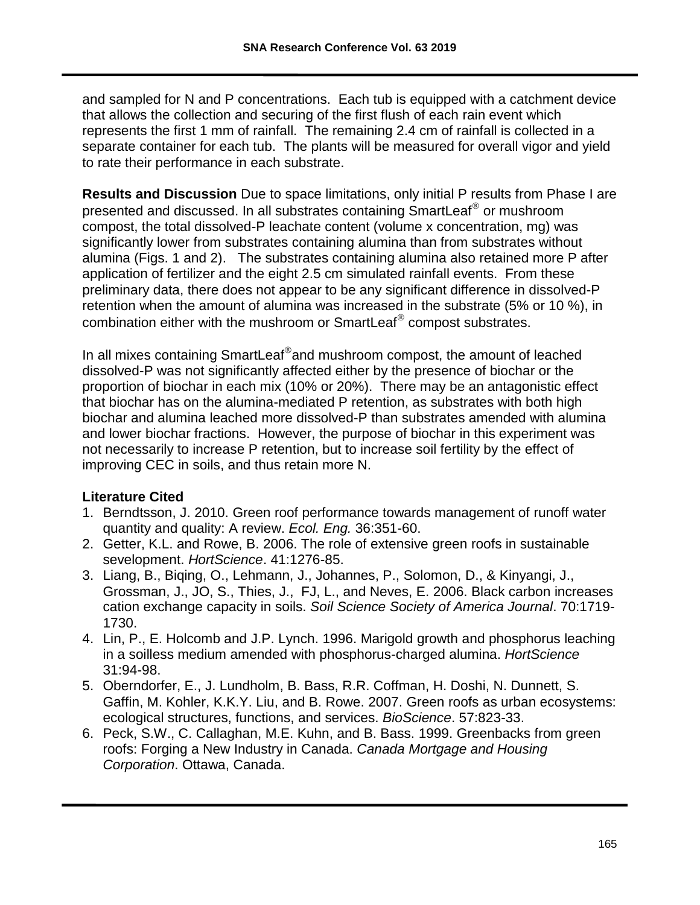and sampled for N and P concentrations. Each tub is equipped with a catchment device that allows the collection and securing of the first flush of each rain event which represents the first 1 mm of rainfall. The remaining 2.4 cm of rainfall is collected in a separate container for each tub. The plants will be measured for overall vigor and yield to rate their performance in each substrate.

**Results and Discussion** Due to space limitations, only initial P results from Phase I are presented and discussed. In all substrates containing SmartLeaf® or mushroom compost, the total dissolved-P leachate content (volume x concentration, mg) was significantly lower from substrates containing alumina than from substrates without alumina (Figs. 1 and 2). The substrates containing alumina also retained more P after application of fertilizer and the eight 2.5 cm simulated rainfall events. From these preliminary data, there does not appear to be any significant difference in dissolved-P retention when the amount of alumina was increased in the substrate (5% or 10 %), in combination either with the mushroom or SmartLeaf® compost substrates.

In all mixes containing SmartLeaf® and mushroom compost, the amount of leached dissolved-P was not significantly affected either by the presence of biochar or the proportion of biochar in each mix (10% or 20%). There may be an antagonistic effect that biochar has on the alumina-mediated P retention, as substrates with both high biochar and alumina leached more dissolved-P than substrates amended with alumina and lower biochar fractions. However, the purpose of biochar in this experiment was not necessarily to increase P retention, but to increase soil fertility by the effect of improving CEC in soils, and thus retain more N.

**Literature Cited**

1. Berndtsson, J. 2010. Green roof performance towards management of runoff water quantity and quality: A review. *Ecol. Eng.* 36:351-60.
2. Getter, K.L. and Rowe, B. 2006. The role of extensive green roofs in sustainable sevelopment. *HortScience*. 41:1276-85.
3. Liang, B., Biqing, O., Lehmann, J., Johannes, P., Solomon, D., & Kinyangi, J., Grossman, J., JO, S., Thies, J., FJ, L., and Neves, E. 2006. Black carbon increases cation exchange capacity in soils. *Soil Science Society of America Journal*. 70:1719-1730.
4. Lin, P., E. Holcomb and J.P. Lynch. 1996. Marigold growth and phosphorus leaching in a soilless medium amended with phosphorus-charged alumina. *HortScience* 31:94-98.
5. Oberndorfer, E., J. Lundholm, B. Bass, R.R. Coffman, H. Doshi, N. Dunnett, S. Gaffin, M. Kohler, K.K.Y. Liu, and B. Rowe. 2007. Green roofs as urban ecosystems: ecological structures, functions, and services. *BioScience*. 57:823-33.
6. Peck, S.W., C. Callaghan, M.E. Kuhn, and B. Bass. 1999. Greenbacks from green roofs: Forging a New Industry in Canada. *Canada Mortgage and Housing Corporation*. Ottawa, Canada.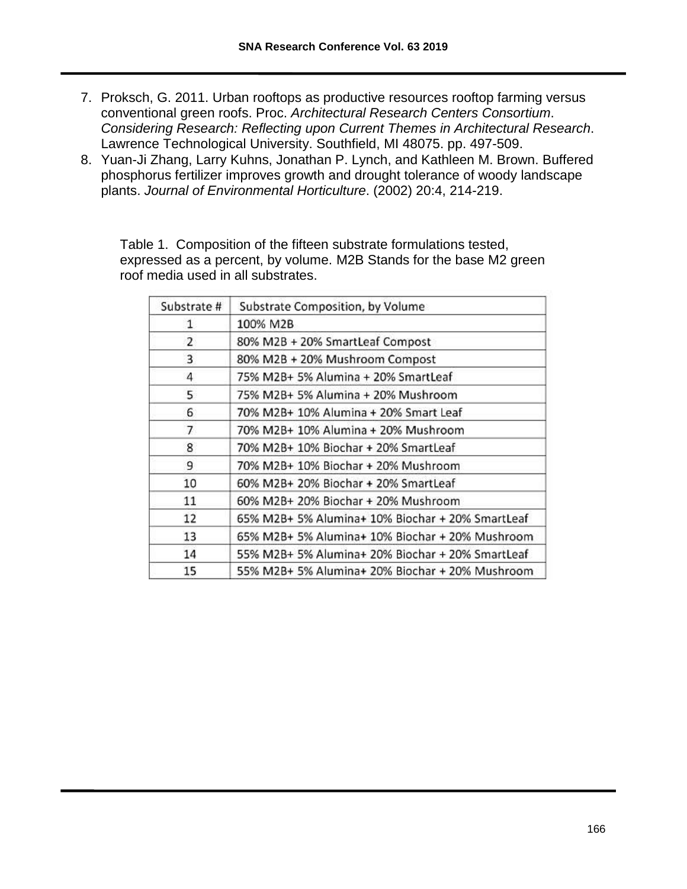7. Proksch, G. 2011. Urban rooftops as productive resources rooftop farming versus conventional green roofs. Proc. *Architectural Research Centers Consortium*. *Considering Research: Reflecting upon Current Themes in Architectural Research*. Lawrence Technological University. Southfield, MI 48075. pp. 497-509.
8. Yuan-Ji Zhang, Larry Kuhns, Jonathan P. Lynch, and Kathleen M. Brown. Buffered phosphorus fertilizer improves growth and drought tolerance of woody landscape plants. *Journal of Environmental Horticulture*. (2002) 20:4, 214-219.

Table 1. Composition of the fifteen substrate formulations tested, expressed as a percent, by volume. M2B Stands for the base M2 green roof media used in all substrates.

| Substrate # | Substrate Composition, by Volume |
|---|---|
| 1 | 100% M2B |
| 2 | 80% M2B + 20% SmartLeaf Compost |
| 3 | 80% M2B + 20% Mushroom Compost |
| 4 | 75% M2B+ 5% Alumina + 20% SmartLeaf |
| 5 | 75% M2B+ 5% Alumina + 20% Mushroom |
| 6 | 70% M2B+ 10% Alumina + 20% Smart Leaf |
| 7 | 70% M2B+ 10% Alumina + 20% Mushroom |
| 8 | 70% M2B+ 10% Biochar + 20% SmartLeaf |
| 9 | 70% M2B+ 10% Biochar + 20% Mushroom |
| 10 | 60% M2B+ 20% Biochar + 20% SmartLeaf |
| 11 | 60% M2B+ 20% Biochar + 20% Mushroom |
| 12 | 65% M2B+ 5% Alumina+ 10% Biochar + 20% SmartLeaf |
| 13 | 65% M2B+ 5% Alumina+ 10% Biochar + 20% Mushroom |
| 14 | 55% M2B+ 5% Alumina+ 20% Biochar + 20% SmartLeaf |
| 15 | 55% M2B+ 5% Alumina+ 20% Biochar + 20% Mushroom |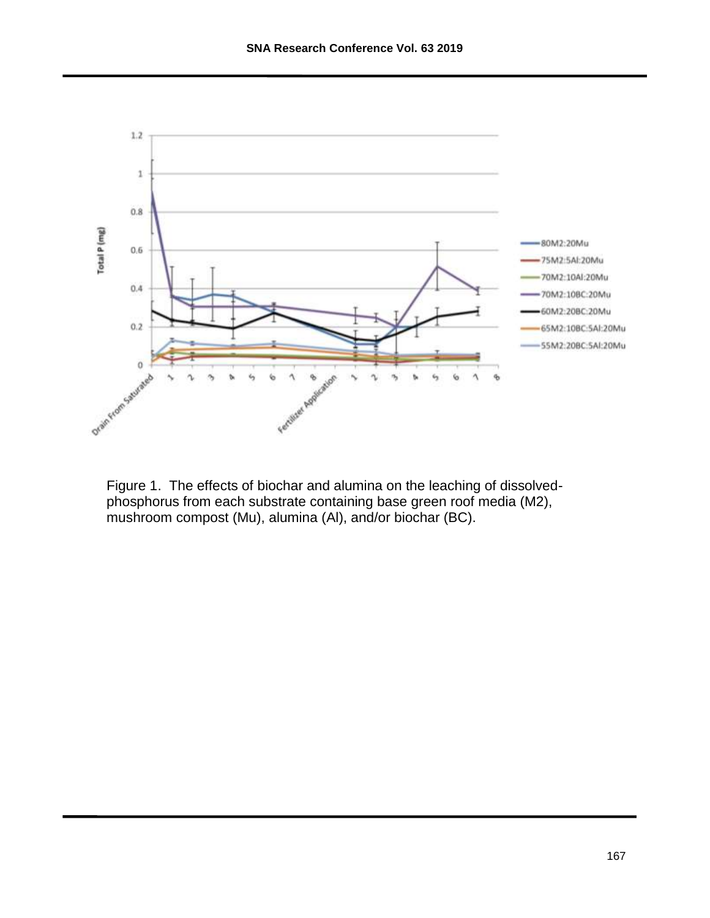Figure 1. The effects of biochar and alumina on the leaching of dissolved-phosphorus from each substrate containing base green roof media (M2), mushroom compost (Mu), alumina (Al), and/or biochar (BC).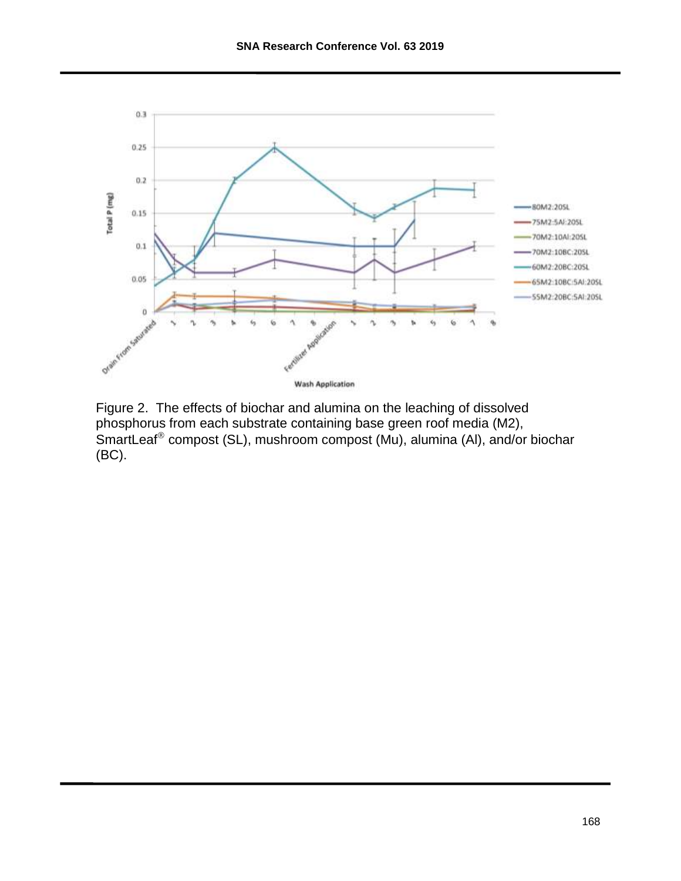Figure 2. The effects of biochar and alumina on the leaching of dissolved phosphorus from each substrate containing base green roof media (M2), SmartLeaf® compost (SL), mushroom compost (Mu), alumina (Al), and/or biochar (BC).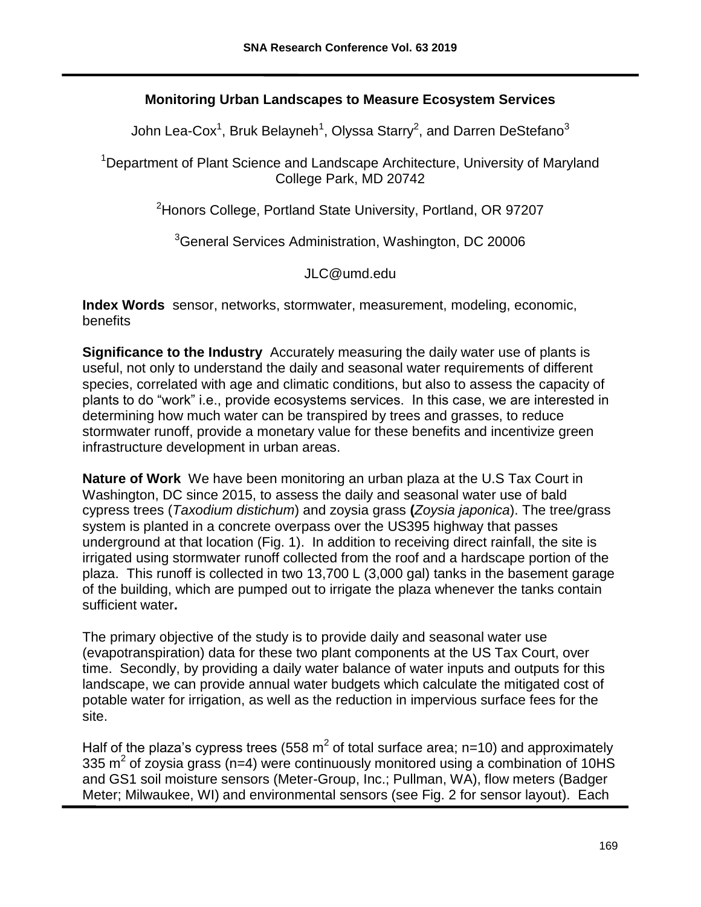# Monitoring Urban Landscapes to Measure Ecosystem Services

John Lea-Cox[1], Bruk Belayneh[1], Olyssa Starry[2], and Darren DeStefano[3]

[1]Department of Plant Science and Landscape Architecture, University of Maryland College Park, MD 20742

[2]Honors College, Portland State University, Portland, OR 97207

[3]General Services Administration, Washington, DC 20006

JLC@umd.edu

**Index Words** sensor, networks, stormwater, measurement, modeling, economic, benefits

**Significance to the Industry** Accurately measuring the daily water use of plants is useful, not only to understand the daily and seasonal water requirements of different species, correlated with age and climatic conditions, but also to assess the capacity of plants to do "work" i.e., provide ecosystems services. In this case, we are interested in determining how much water can be transpired by trees and grasses, to reduce stormwater runoff, provide a monetary value for these benefits and incentivize green infrastructure development in urban areas.

**Nature of Work** We have been monitoring an urban plaza at the U.S Tax Court in Washington, DC since 2015, to assess the daily and seasonal water use of bald cypress trees (*Taxodium distichum*) and zoysia grass (*Zoysia japonica*). The tree/grass system is planted in a concrete overpass over the US395 highway that passes underground at that location (Fig. 1). In addition to receiving direct rainfall, the site is irrigated using stormwater runoff collected from the roof and a hardscape portion of the plaza. This runoff is collected in two 13,700 L (3,000 gal) tanks in the basement garage of the building, which are pumped out to irrigate the plaza whenever the tanks contain sufficient water.

The primary objective of the study is to provide daily and seasonal water use (evapotranspiration) data for these two plant components at the US Tax Court, over time. Secondly, by providing a daily water balance of water inputs and outputs for this landscape, we can provide annual water budgets which calculate the mitigated cost of potable water for irrigation, as well as the reduction in impervious surface fees for the site.

Half of the plaza's cypress trees (558 $m^2$ of total surface area; n=10) and approximately 335 $m^2$ of zoysia grass (n=4) were continuously monitored using a combination of 10HS and GS1 soil moisture sensors (Meter-Group, Inc.; Pullman, WA), flow meters (Badger Meter; Milwaukee, WI) and environmental sensors (see Fig. 2 for sensor layout). Each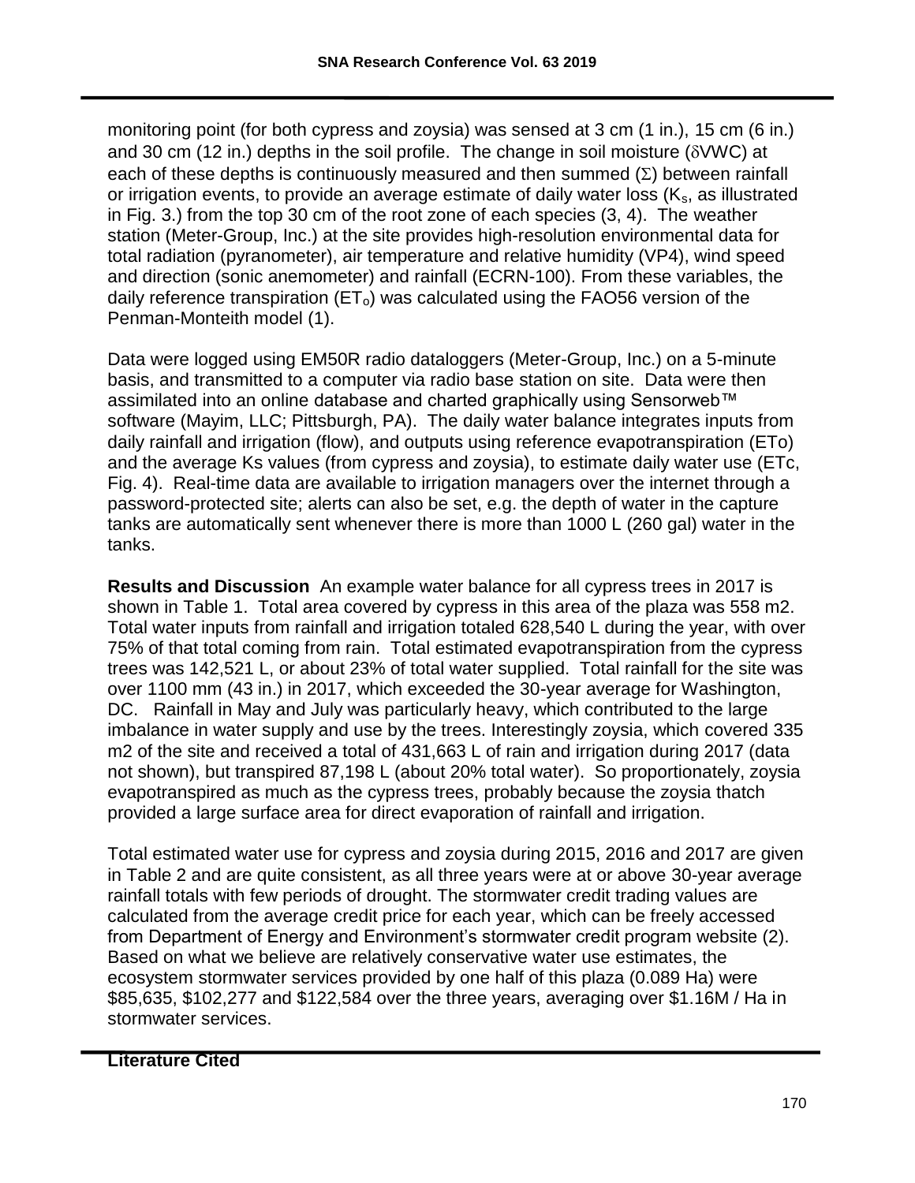monitoring point (for both cypress and zoysia) was sensed at 3 cm (1 in.), 15 cm (6 in.) and 30 cm (12 in.) depths in the soil profile. The change in soil moisture ($\delta$VWC) at each of these depths is continuously measured and then summed ($\Sigma$) between rainfall or irrigation events, to provide an average estimate of daily water loss ($K_s$, as illustrated in Fig. 3.) from the top 30 cm of the root zone of each species (3, 4). The weather station (Meter-Group, Inc.) at the site provides high-resolution environmental data for total radiation (pyranometer), air temperature and relative humidity (VP4), wind speed and direction (sonic anemometer) and rainfall (ECRN-100). From these variables, the daily reference transpiration ($ET_o$) was calculated using the FAO56 version of the Penman-Monteith model (1).

Data were logged using EM50R radio dataloggers (Meter-Group, Inc.) on a 5-minute basis, and transmitted to a computer via radio base station on site. Data were then assimilated into an online database and charted graphically using Sensorweb™ software (Mayim, LLC; Pittsburgh, PA). The daily water balance integrates inputs from daily rainfall and irrigation (flow), and outputs using reference evapotranspiration (ETo) and the average Ks values (from cypress and zoysia), to estimate daily water use (ETc, Fig. 4). Real-time data are available to irrigation managers over the internet through a password-protected site; alerts can also be set, e.g. the depth of water in the capture tanks are automatically sent whenever there is more than 1000 L (260 gal) water in the tanks.

**Results and Discussion** An example water balance for all cypress trees in 2017 is shown in Table 1. Total area covered by cypress in this area of the plaza was 558 m2. Total water inputs from rainfall and irrigation totaled 628,540 L during the year, with over 75% of that total coming from rain. Total estimated evapotranspiration from the cypress trees was 142,521 L, or about 23% of total water supplied. Total rainfall for the site was over 1100 mm (43 in.) in 2017, which exceeded the 30-year average for Washington, DC. Rainfall in May and July was particularly heavy, which contributed to the large imbalance in water supply and use by the trees. Interestingly zoysia, which covered 335 m2 of the site and received a total of 431,663 L of rain and irrigation during 2017 (data not shown), but transpired 87,198 L (about 20% total water). So proportionately, zoysia evapotranspired as much as the cypress trees, probably because the zoysia thatch provided a large surface area for direct evaporation of rainfall and irrigation.

Total estimated water use for cypress and zoysia during 2015, 2016 and 2017 are given in Table 2 and are quite consistent, as all three years were at or above 30-year average rainfall totals with few periods of drought. The stormwater credit trading values are calculated from the average credit price for each year, which can be freely accessed from Department of Energy and Environment's stormwater credit program website (2). Based on what we believe are relatively conservative water use estimates, the ecosystem stormwater services provided by one half of this plaza (0.089 Ha) were $85,635, $102,277 and $122,584 over the three years, averaging over $1.16M / Ha in stormwater services.

**Literature Cited**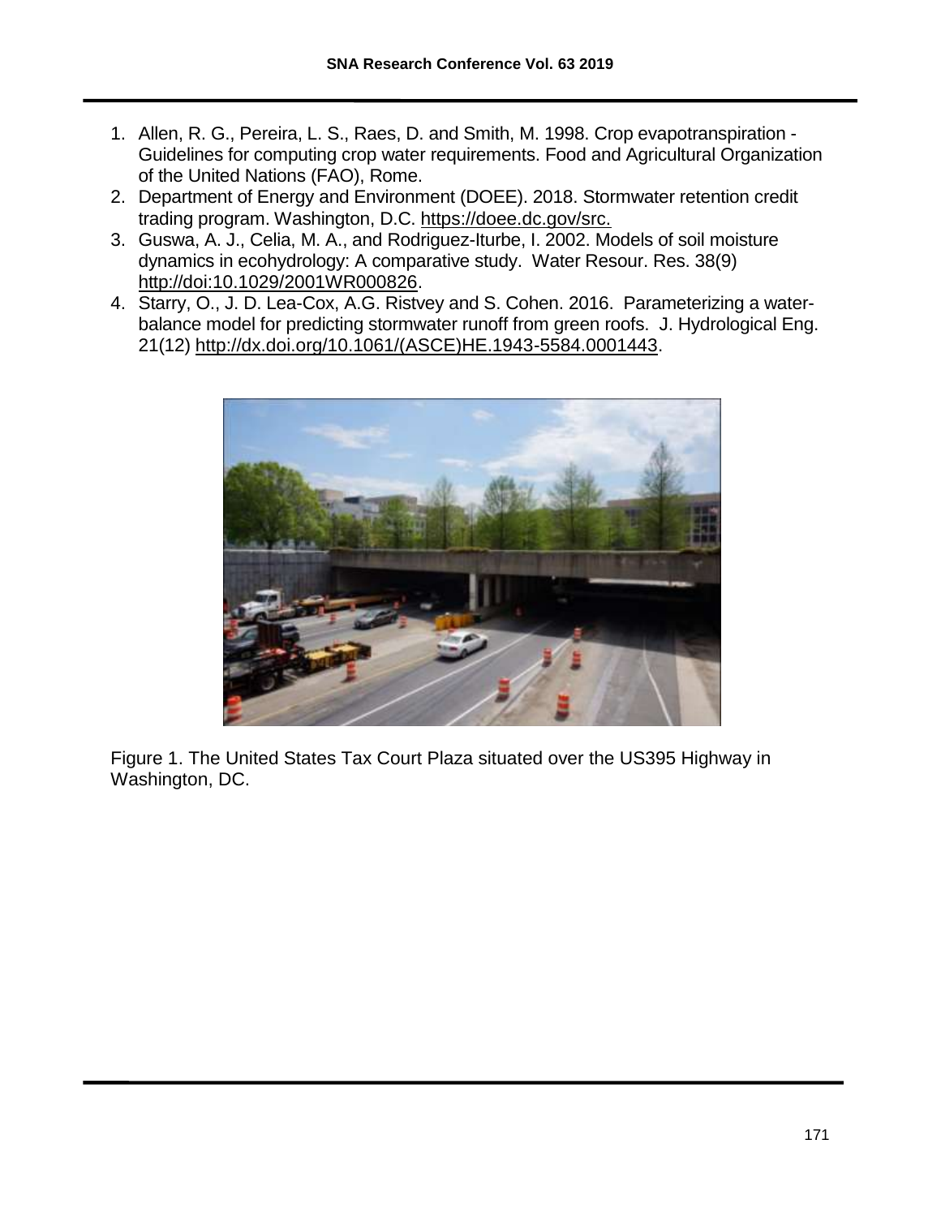1. Allen, R. G., Pereira, L. S., Raes, D. and Smith, M. 1998. Crop evapotranspiration - Guidelines for computing crop water requirements. Food and Agricultural Organization of the United Nations (FAO), Rome.
2. Department of Energy and Environment (DOEE). 2018. Stormwater retention credit trading program. Washington, D.C. https://doee.dc.gov/src.
3. Guswa, A. J., Celia, M. A., and Rodriguez-Iturbe, I. 2002. Models of soil moisture dynamics in ecohydrology: A comparative study. Water Resour. Res. 38(9) http://doi:10.1029/2001WR000826.
4. Starry, O., J. D. Lea-Cox, A.G. Ristvey and S. Cohen. 2016. Parameterizing a water-balance model for predicting stormwater runoff from green roofs. J. Hydrological Eng. 21(12) http://dx.doi.org/10.1061/(ASCE)HE.1943-5584.0001443.

Figure 1. The United States Tax Court Plaza situated over the US395 Highway in Washington, DC.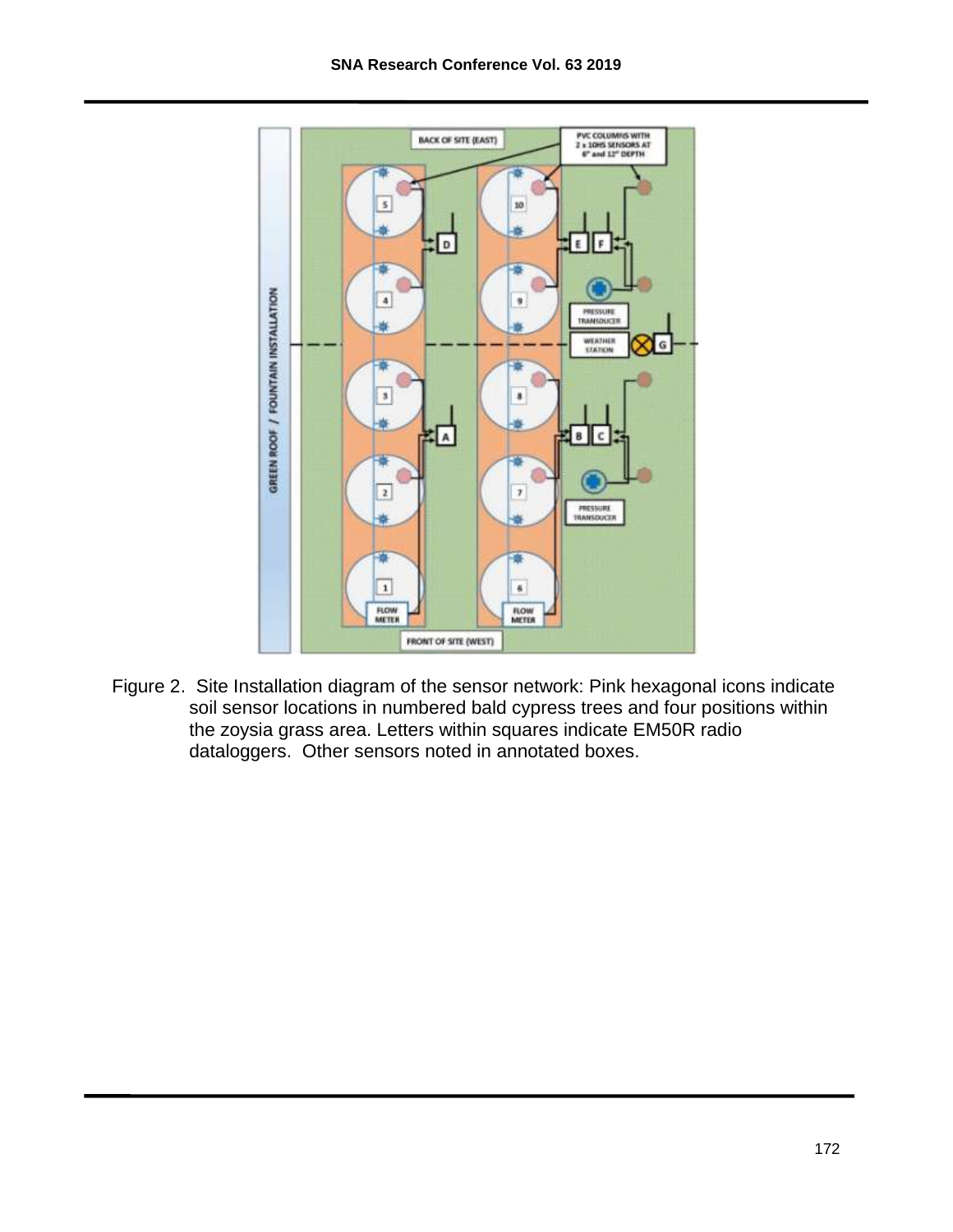Figure 2. Site Installation diagram of the sensor network: Pink hexagonal icons indicate soil sensor locations in numbered bald cypress trees and four positions within the zoysia grass area. Letters within squares indicate EM50R radio dataloggers. Other sensors noted in annotated boxes.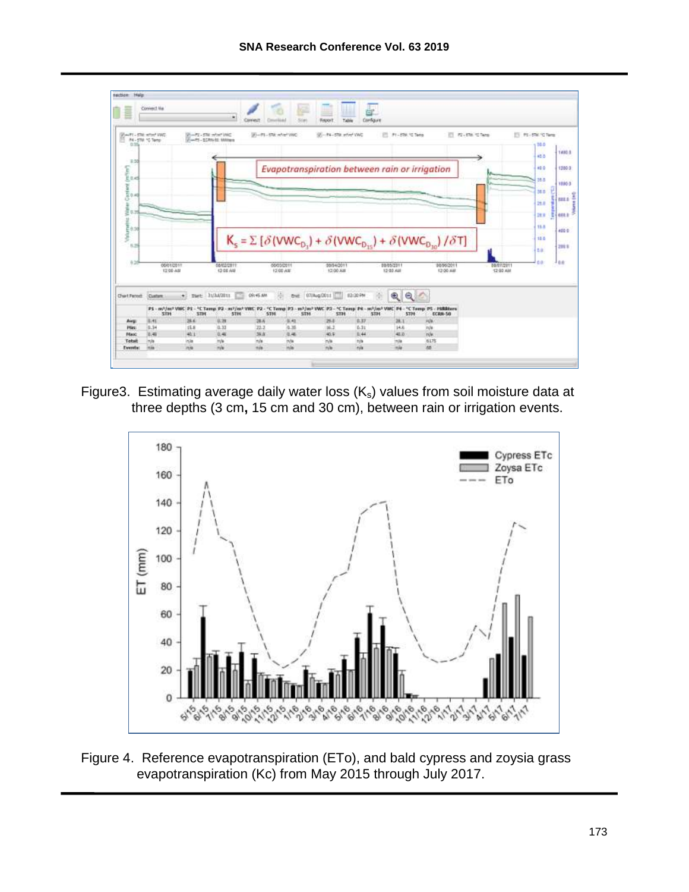Figure3. Estimating average daily water loss ($K_s$) values from soil moisture data at three depths (3 cm, 15 cm and 30 cm), between rain or irrigation events.

Figure 4. Reference evapotranspiration (ETo), and bald cypress and zoysia grass evapotranspiration (Kc) from May 2015 through July 2017.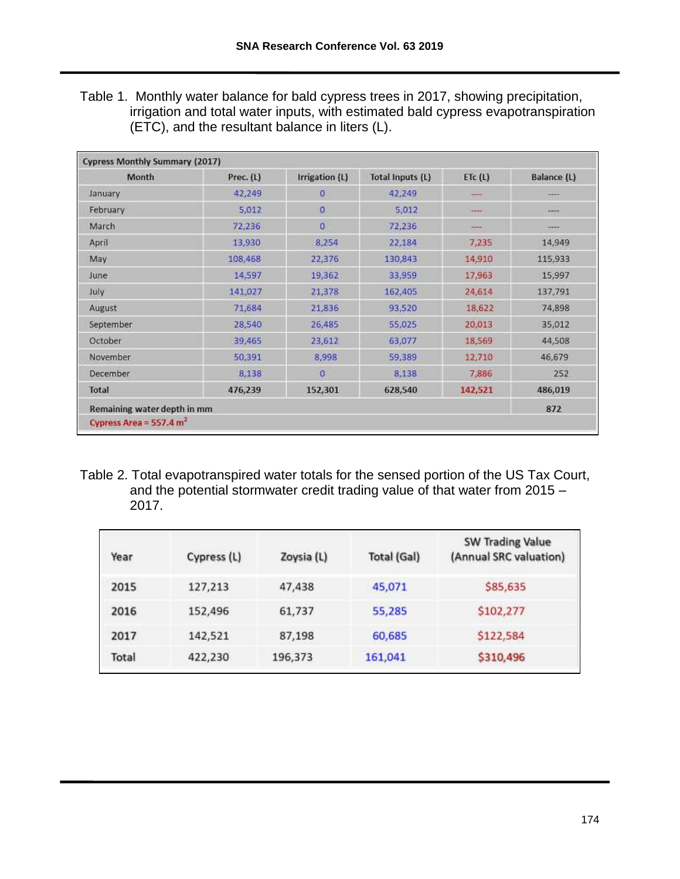Table 1. Monthly water balance for bald cypress trees in 2017, showing precipitation, irrigation and total water inputs, with estimated bald cypress evapotranspiration (ETC), and the resultant balance in liters (L).

| Cypress Monthly Summary (2017) | | | | | |
|---|---|---|---|---|---|
| Month | Prec. (L) | Irrigation (L) | Total Inputs (L) | ETc (L) | Balance (L) |
| January | 42,249 | 0 | 42,249 | ---- | ---- |
| February | 5,012 | 0 | 5,012 | ---- | ---- |
| March | 72,236 | 0 | 72,236 | ---- | ---- |
| April | 13,930 | 8,254 | 22,184 | 7,235 | 14,949 |
| May | 108,468 | 22,376 | 130,843 | 14,910 | 115,933 |
| June | 14,597 | 19,362 | 33,959 | 17,963 | 15,997 |
| July | 141,027 | 21,378 | 162,405 | 24,614 | 137,791 |
| August | 71,684 | 21,836 | 93,520 | 18,622 | 74,898 |
| September | 28,540 | 26,485 | 55,025 | 20,013 | 35,012 |
| October | 39,465 | 23,612 | 63,077 | 18,569 | 44,508 |
| November | 50,391 | 8,998 | 59,389 | 12,710 | 46,679 |
| December | 8,138 | 0 | 8,138 | 7,886 | 252 |
| **Total** | **476,239** | **152,301** | **628,540** | **142,521** | **486,019** |
| **Remaining water depth in mm** | | | | | **872** |
| **Cypress Area = 557.4 m$^2$** | | | | | |

Table 2. Total evapotranspired water totals for the sensed portion of the US Tax Court, and the potential stormwater credit trading value of that water from 2015 – 2017.

| Year | Cypress (L) | Zoysia (L) | Total (Gal) | SW Trading Value (Annual SRC valuation) |
|---|---|---|---|---|
| 2015 | 127,213 | 47,438 | 45,071 | $85,635 |
| 2016 | 152,496 | 61,737 | 55,285 | $102,277 |
| 2017 | 142,521 | 87,198 | 60,685 | $122,584 |
| Total | 422,230 | 196,373 | 161,041 | $310,496 |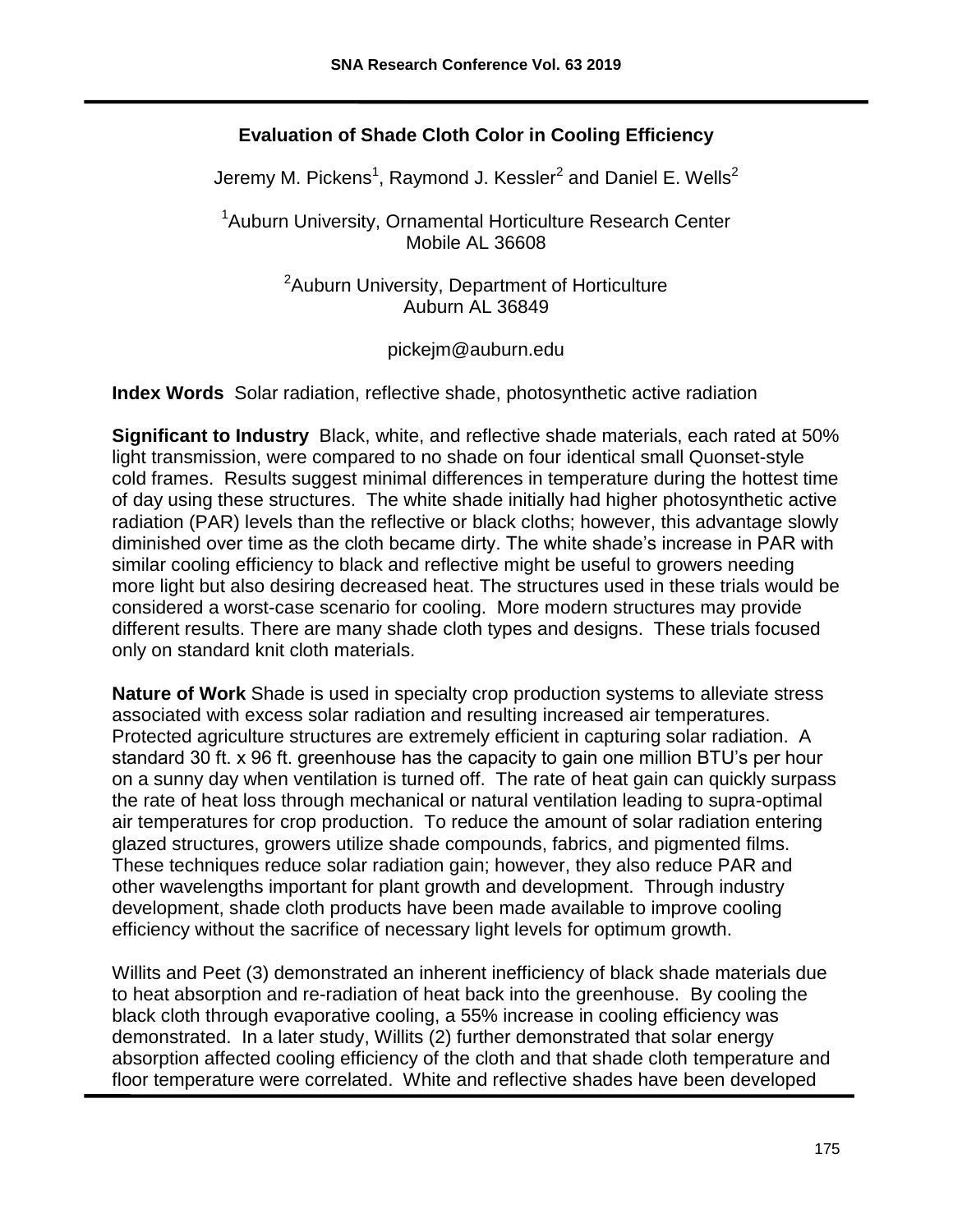# Evaluation of Shade Cloth Color in Cooling Efficiency

Jeremy M. Pickens[1], Raymond J. Kessler[2] and Daniel E. Wells[2]

[1]Auburn University, Ornamental Horticulture Research Center
Mobile AL 36608

[2]Auburn University, Department of Horticulture
Auburn AL 36849

pickejm@auburn.edu

**Index Words** Solar radiation, reflective shade, photosynthetic active radiation

**Significant to Industry** Black, white, and reflective shade materials, each rated at 50% light transmission, were compared to no shade on four identical small Quonset-style cold frames. Results suggest minimal differences in temperature during the hottest time of day using these structures. The white shade initially had higher photosynthetic active radiation (PAR) levels than the reflective or black cloths; however, this advantage slowly diminished over time as the cloth became dirty. The white shade's increase in PAR with similar cooling efficiency to black and reflective might be useful to growers needing more light but also desiring decreased heat. The structures used in these trials would be considered a worst-case scenario for cooling. More modern structures may provide different results. There are many shade cloth types and designs. These trials focused only on standard knit cloth materials.

**Nature of Work** Shade is used in specialty crop production systems to alleviate stress associated with excess solar radiation and resulting increased air temperatures. Protected agriculture structures are extremely efficient in capturing solar radiation. A standard 30 ft. x 96 ft. greenhouse has the capacity to gain one million BTU's per hour on a sunny day when ventilation is turned off. The rate of heat gain can quickly surpass the rate of heat loss through mechanical or natural ventilation leading to supra-optimal air temperatures for crop production. To reduce the amount of solar radiation entering glazed structures, growers utilize shade compounds, fabrics, and pigmented films. These techniques reduce solar radiation gain; however, they also reduce PAR and other wavelengths important for plant growth and development. Through industry development, shade cloth products have been made available to improve cooling efficiency without the sacrifice of necessary light levels for optimum growth.

Willits and Peet (3) demonstrated an inherent inefficiency of black shade materials due to heat absorption and re-radiation of heat back into the greenhouse. By cooling the black cloth through evaporative cooling, a 55% increase in cooling efficiency was demonstrated. In a later study, Willits (2) further demonstrated that solar energy absorption affected cooling efficiency of the cloth and that shade cloth temperature and floor temperature were correlated. White and reflective shades have been developed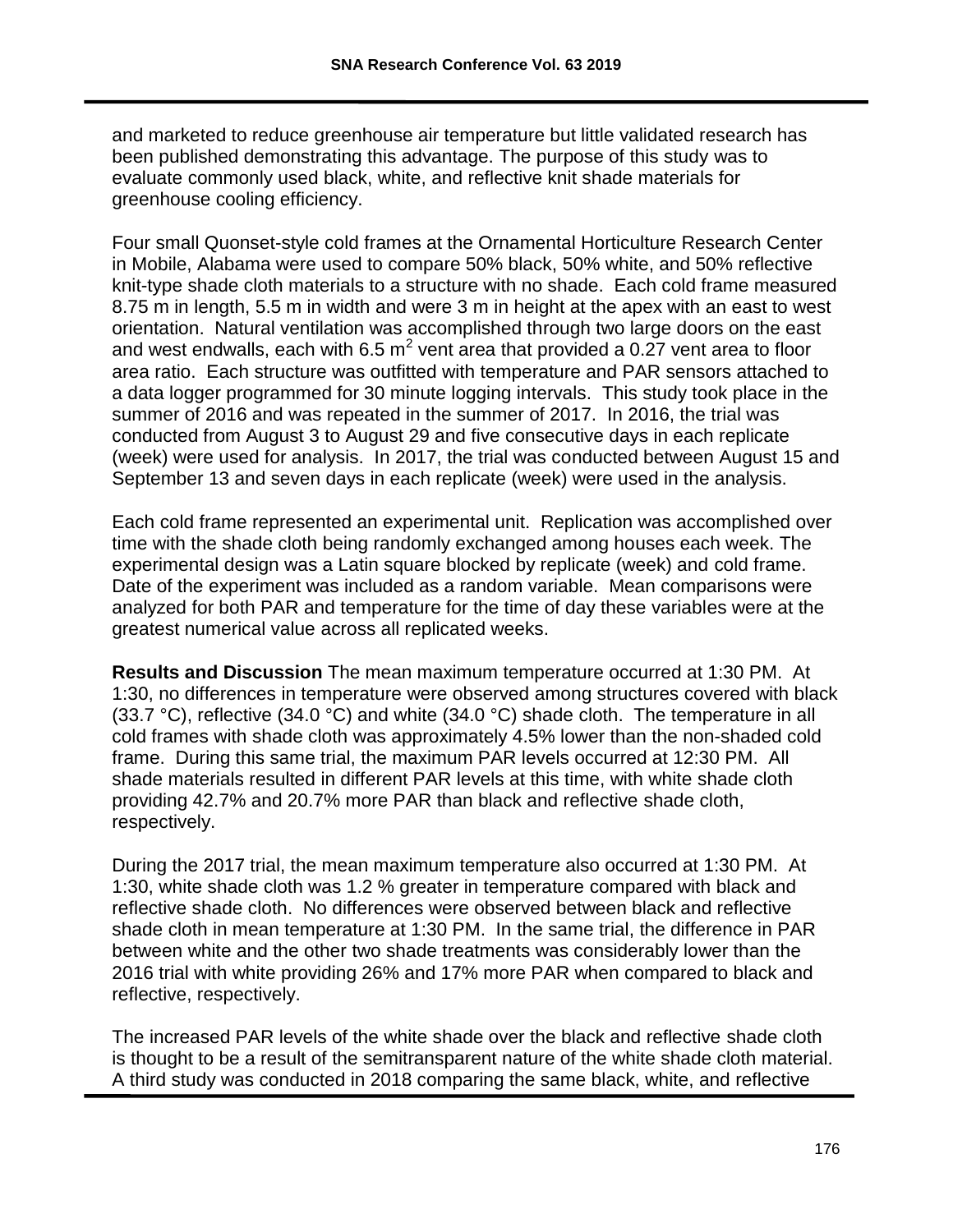and marketed to reduce greenhouse air temperature but little validated research has been published demonstrating this advantage. The purpose of this study was to evaluate commonly used black, white, and reflective knit shade materials for greenhouse cooling efficiency.

Four small Quonset-style cold frames at the Ornamental Horticulture Research Center in Mobile, Alabama were used to compare 50% black, 50% white, and 50% reflective knit-type shade cloth materials to a structure with no shade. Each cold frame measured 8.75 m in length, 5.5 m in width and were 3 m in height at the apex with an east to west orientation. Natural ventilation was accomplished through two large doors on the east and west endwalls, each with 6.5 $m^2$ vent area that provided a 0.27 vent area to floor area ratio. Each structure was outfitted with temperature and PAR sensors attached to a data logger programmed for 30 minute logging intervals. This study took place in the summer of 2016 and was repeated in the summer of 2017. In 2016, the trial was conducted from August 3 to August 29 and five consecutive days in each replicate (week) were used for analysis. In 2017, the trial was conducted between August 15 and September 13 and seven days in each replicate (week) were used in the analysis.

Each cold frame represented an experimental unit. Replication was accomplished over time with the shade cloth being randomly exchanged among houses each week. The experimental design was a Latin square blocked by replicate (week) and cold frame. Date of the experiment was included as a random variable. Mean comparisons were analyzed for both PAR and temperature for the time of day these variables were at the greatest numerical value across all replicated weeks.

**Results and Discussion** The mean maximum temperature occurred at 1:30 PM. At 1:30, no differences in temperature were observed among structures covered with black (33.7 °C), reflective (34.0 °C) and white (34.0 °C) shade cloth. The temperature in all cold frames with shade cloth was approximately 4.5% lower than the non-shaded cold frame. During this same trial, the maximum PAR levels occurred at 12:30 PM. All shade materials resulted in different PAR levels at this time, with white shade cloth providing 42.7% and 20.7% more PAR than black and reflective shade cloth, respectively.

During the 2017 trial, the mean maximum temperature also occurred at 1:30 PM. At 1:30, white shade cloth was 1.2 % greater in temperature compared with black and reflective shade cloth. No differences were observed between black and reflective shade cloth in mean temperature at 1:30 PM. In the same trial, the difference in PAR between white and the other two shade treatments was considerably lower than the 2016 trial with white providing 26% and 17% more PAR when compared to black and reflective, respectively.

The increased PAR levels of the white shade over the black and reflective shade cloth is thought to be a result of the semitransparent nature of the white shade cloth material. A third study was conducted in 2018 comparing the same black, white, and reflective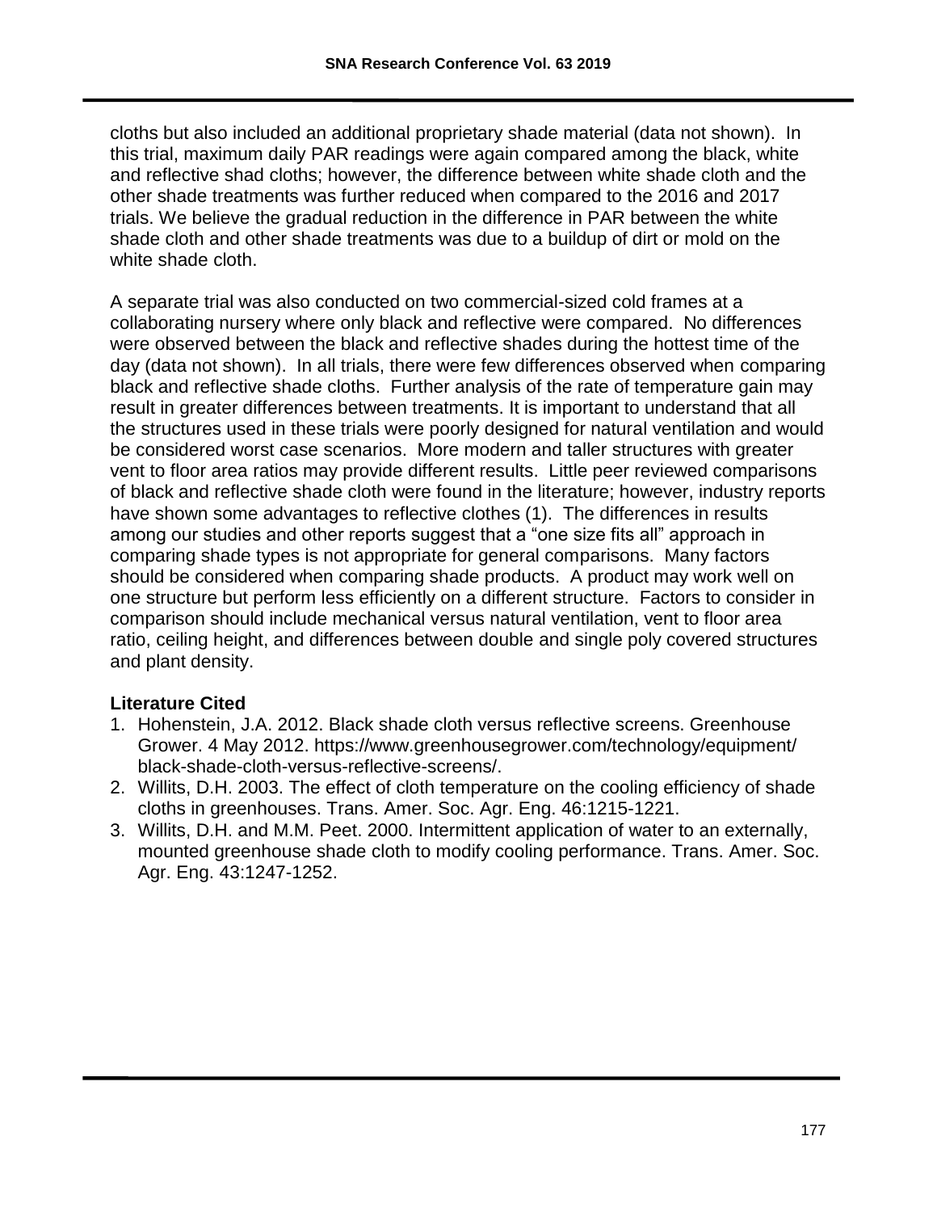cloths but also included an additional proprietary shade material (data not shown). In this trial, maximum daily PAR readings were again compared among the black, white and reflective shad cloths; however, the difference between white shade cloth and the other shade treatments was further reduced when compared to the 2016 and 2017 trials. We believe the gradual reduction in the difference in PAR between the white shade cloth and other shade treatments was due to a buildup of dirt or mold on the white shade cloth.

A separate trial was also conducted on two commercial-sized cold frames at a collaborating nursery where only black and reflective were compared. No differences were observed between the black and reflective shades during the hottest time of the day (data not shown). In all trials, there were few differences observed when comparing black and reflective shade cloths. Further analysis of the rate of temperature gain may result in greater differences between treatments. It is important to understand that all the structures used in these trials were poorly designed for natural ventilation and would be considered worst case scenarios. More modern and taller structures with greater vent to floor area ratios may provide different results. Little peer reviewed comparisons of black and reflective shade cloth were found in the literature; however, industry reports have shown some advantages to reflective clothes (1). The differences in results among our studies and other reports suggest that a "one size fits all" approach in comparing shade types is not appropriate for general comparisons. Many factors should be considered when comparing shade products. A product may work well on one structure but perform less efficiently on a different structure. Factors to consider in comparison should include mechanical versus natural ventilation, vent to floor area ratio, ceiling height, and differences between double and single poly covered structures and plant density.

**Literature Cited**

1. Hohenstein, J.A. 2012. Black shade cloth versus reflective screens. Greenhouse Grower. 4 May 2012. https://www.greenhousegrower.com/technology/equipment/black-shade-cloth-versus-reflective-screens/.
2. Willits, D.H. 2003. The effect of cloth temperature on the cooling efficiency of shade cloths in greenhouses. Trans. Amer. Soc. Agr. Eng. 46:1215-1221.
3. Willits, D.H. and M.M. Peet. 2000. Intermittent application of water to an externally, mounted greenhouse shade cloth to modify cooling performance. Trans. Amer. Soc. Agr. Eng. 43:1247-1252.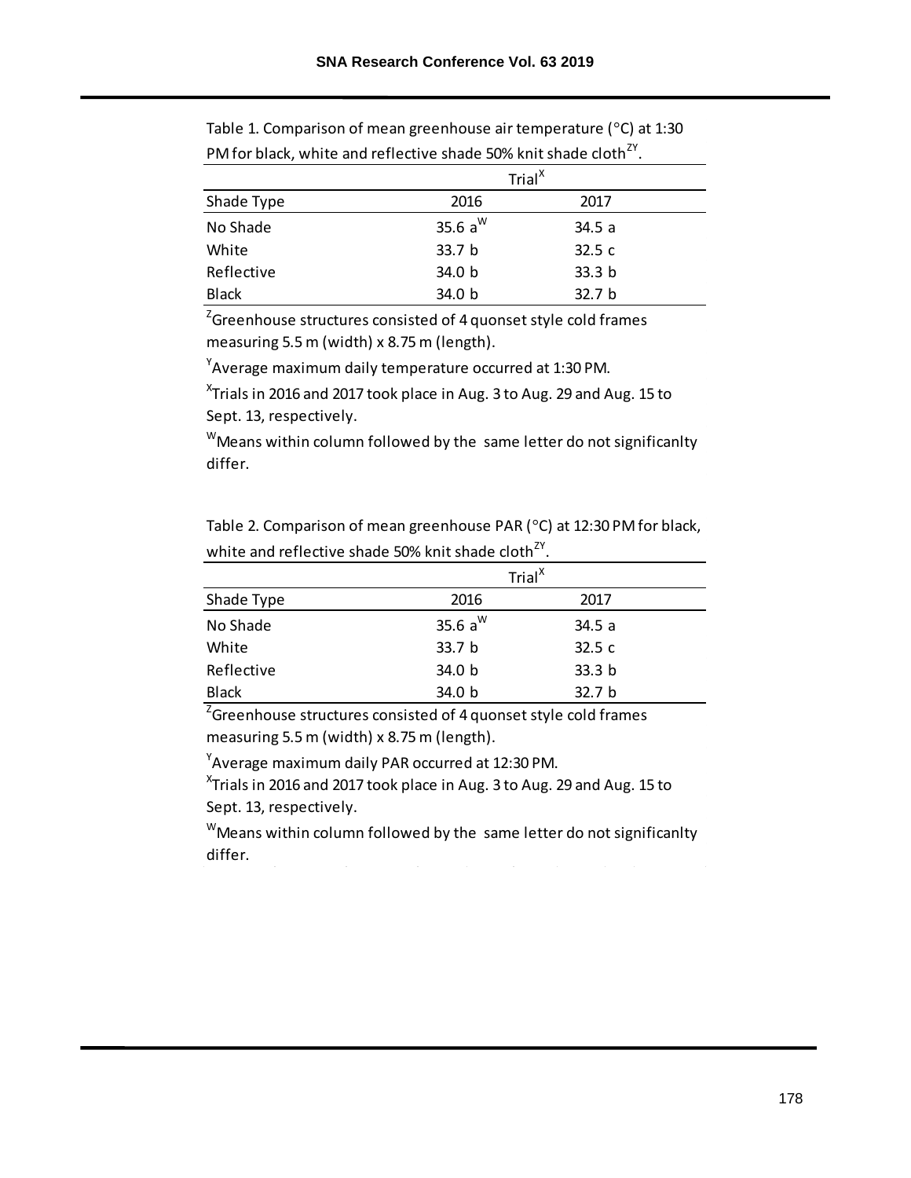Table 1. Comparison of mean greenhouse air temperature (°C) at 1:30 PM for black, white and reflective shade 50% knit shade cloth[ZY].

| | Trial[X] | |
|---|---|---|
| Shade Type | 2016 | 2017 |
| No Shade | 35.6 a[W] | 34.5 a |
| White | 33.7 b | 32.5 c |
| Reflective | 34.0 b | 33.3 b |
| Black | 34.0 b | 32.7 b |

[Z]Greenhouse structures consisted of 4 quonset style cold frames measuring 5.5 m (width) x 8.75 m (length).

[Y]Average maximum daily temperature occurred at 1:30 PM.

[X]Trials in 2016 and 2017 took place in Aug. 3 to Aug. 29 and Aug. 15 to Sept. 13, respectively.

[W]Means within column followed by the same letter do not significanlty differ.

Table 2. Comparison of mean greenhouse PAR (°C) at 12:30 PM for black, white and reflective shade 50% knit shade cloth[ZY].

| | Trial[X] | |
|---|---|---|
| Shade Type | 2016 | 2017 |
| No Shade | 35.6 a[W] | 34.5 a |
| White | 33.7 b | 32.5 c |
| Reflective | 34.0 b | 33.3 b |
| Black | 34.0 b | 32.7 b |

[Z]Greenhouse structures consisted of 4 quonset style cold frames measuring 5.5 m (width) x 8.75 m (length).

[Y]Average maximum daily PAR occurred at 12:30 PM.

[X]Trials in 2016 and 2017 took place in Aug. 3 to Aug. 29 and Aug. 15 to Sept. 13, respectively.

[W]Means within column followed by the same letter do not significanlty differ.